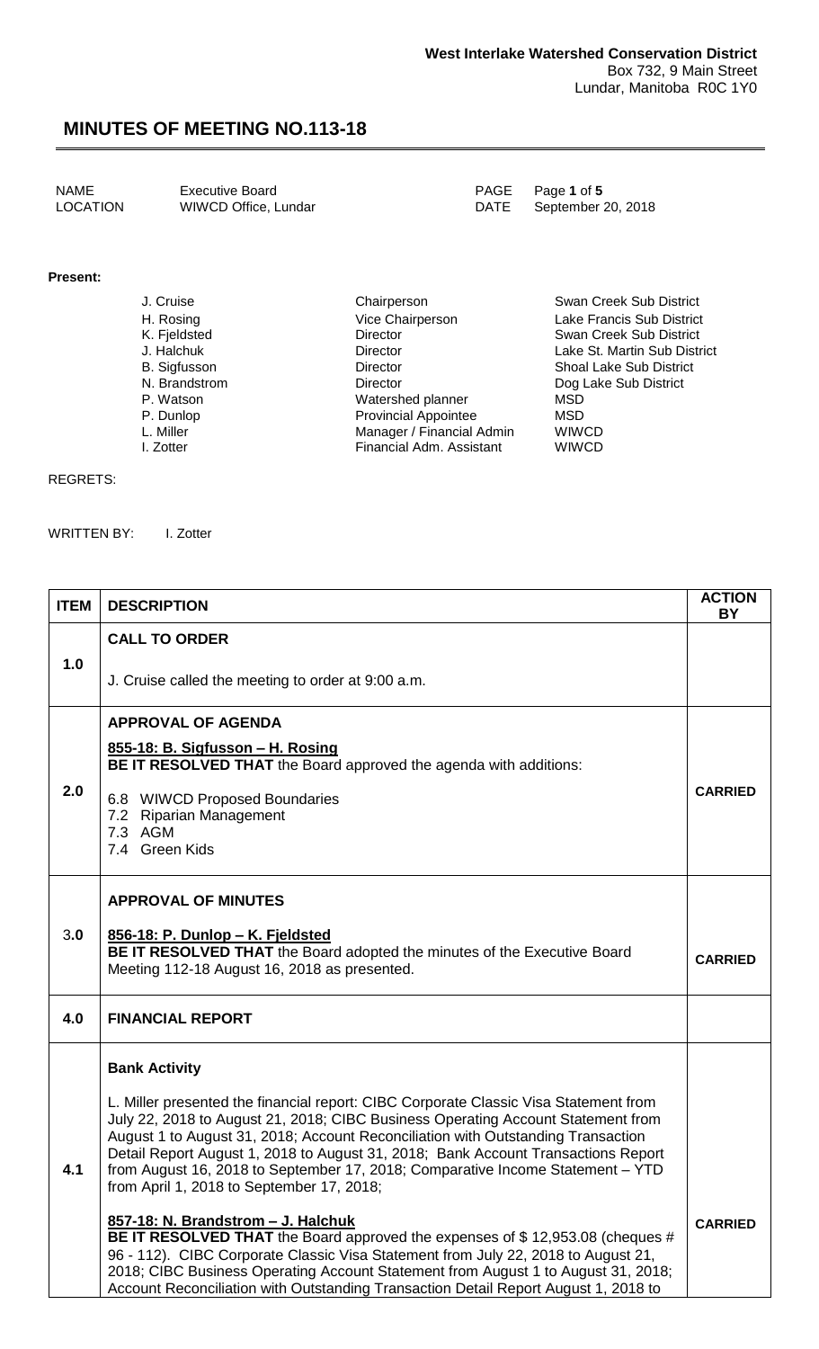West Interlake Watershed Conservation District
Box 732, 9 Main Street
Lundar, Manitoba R0C 1Y0

# MINUTES OF MEETING NO.113-18

| | | | |
|---|---|---|---|
| NAME | Executive Board | PAGE | Page **1** of **5** |
| LOCATION | WIWCD Office, Lundar | DATE | September 20, 2018 |

**Present:**

| | | |
|---|---|---|
| J. Cruise | Chairperson | Swan Creek Sub District |
| H. Rosing | Vice Chairperson | Lake Francis Sub District |
| K. Fjeldsted | Director | Swan Creek Sub District |
| J. Halchuk | Director | Lake St. Martin Sub District |
| B. Sigfusson | Director | Shoal Lake Sub District |
| N. Brandstrom | Director | Dog Lake Sub District |
| P. Watson | Watershed planner | MSD |
| P. Dunlop | Provincial Appointee | MSD |
| L. Miller | Manager / Financial Admin | WIWCD |
| I. Zotter | Financial Adm. Assistant | WIWCD |

REGRETS:

WRITTEN BY: I. Zotter

| ITEM | DESCRIPTION | ACTION BY |
|---|---|---|
| 1.0 | **CALL TO ORDER**<br><br>J. Cruise called the meeting to order at 9:00 a.m. | |
| 2.0 | **APPROVAL OF AGENDA**<br><br>**855-18: B. Sigfusson – H. Rosing**<br>**BE IT RESOLVED THAT** the Board approved the agenda with additions:<br><br>6.8 WIWCD Proposed Boundaries<br>7.2 Riparian Management<br>7.3 AGM<br>7.4 Green Kids | **CARRIED** |
| 3.0 | **APPROVAL OF MINUTES**<br><br>**856-18: P. Dunlop – K. Fjeldsted**<br>**BE IT RESOLVED THAT** the Board adopted the minutes of the Executive Board Meeting 112-18 August 16, 2018 as presented. | **CARRIED** |
| 4.0 | **FINANCIAL REPORT** | |
| 4.1 | **Bank Activity**<br><br>L. Miller presented the financial report: CIBC Corporate Classic Visa Statement from July 22, 2018 to August 21, 2018; CIBC Business Operating Account Statement from August 1 to August 31, 2018; Account Reconciliation with Outstanding Transaction Detail Report August 1, 2018 to August 31, 2018; Bank Account Transactions Report from August 16, 2018 to September 17, 2018; Comparative Income Statement – YTD from April 1, 2018 to September 17, 2018;<br><br>**857-18: N. Brandstrom – J. Halchuk**<br>**BE IT RESOLVED THAT** the Board approved the expenses of $ 12,953.08 (cheques # 96 - 112). CIBC Corporate Classic Visa Statement from July 22, 2018 to August 21, 2018; CIBC Business Operating Account Statement from August 1 to August 31, 2018; Account Reconciliation with Outstanding Transaction Detail Report August 1, 2018 to | **CARRIED** |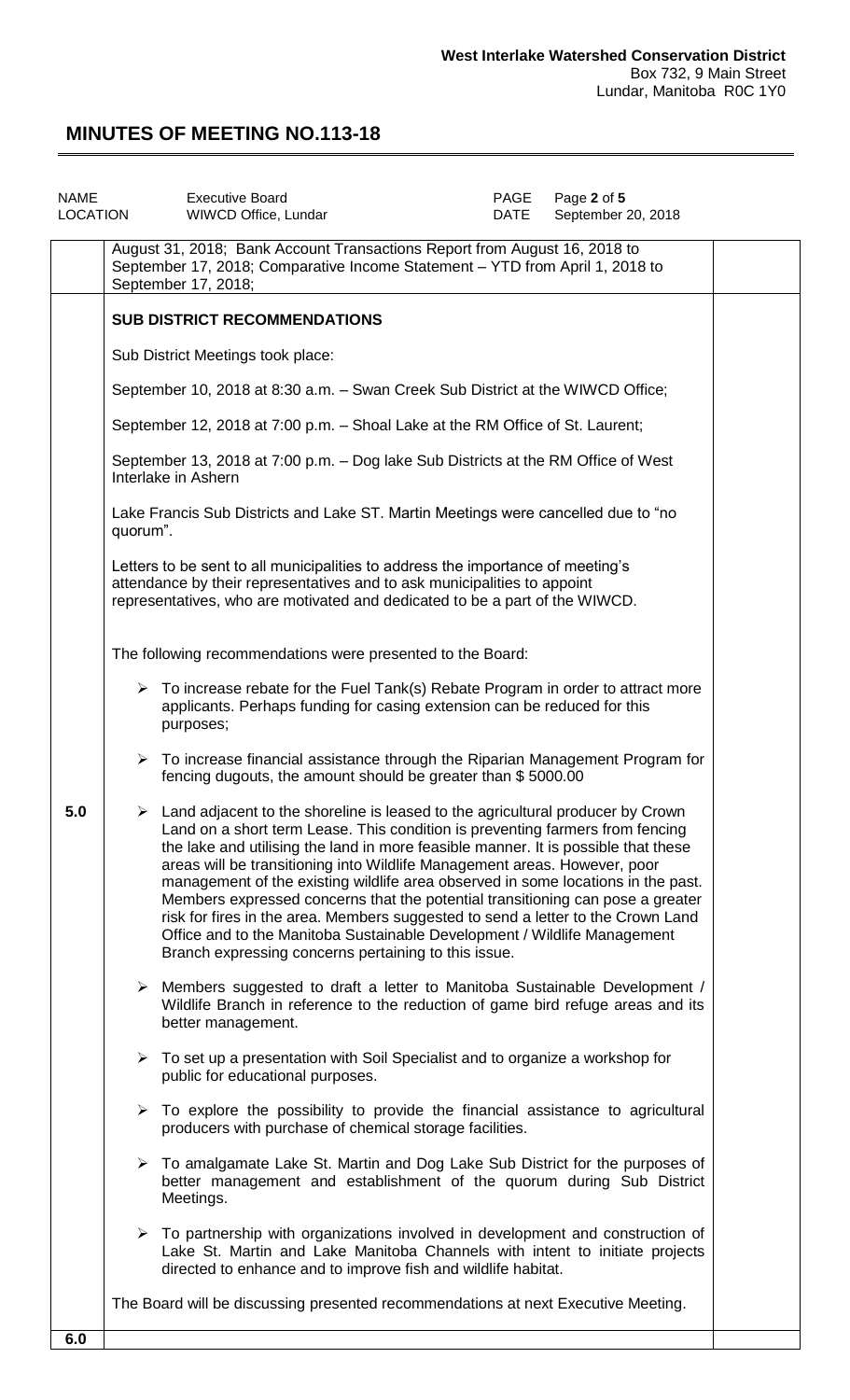| NAME | Executive Board | PAGE | Page 2 of 5 |
|---|---|---|---|
| LOCATION | WIWCD Office, Lundar | DATE | September 20, 2018 |

| | | |
|---|---|---|
| | August 31, 2018; Bank Account Transactions Report from August 16, 2018 to September 17, 2018; Comparative Income Statement – YTD from April 1, 2018 to September 17, 2018; | |
| 5.0 | **SUB DISTRICT RECOMMENDATIONS**<br><br>Sub District Meetings took place:<br><br>September 10, 2018 at 8:30 a.m. – Swan Creek Sub District at the WIWCD Office;<br><br>September 12, 2018 at 7:00 p.m. – Shoal Lake at the RM Office of St. Laurent;<br><br>September 13, 2018 at 7:00 p.m. – Dog lake Sub Districts at the RM Office of West Interlake in Ashern<br><br>Lake Francis Sub Districts and Lake ST. Martin Meetings were cancelled due to "no quorum".<br><br>Letters to be sent to all municipalities to address the importance of meeting's attendance by their representatives and to ask municipalities to appoint representatives, who are motivated and dedicated to be a part of the WIWCD.<br><br>The following recommendations were presented to the Board:<br><br>➢ To increase rebate for the Fuel Tank(s) Rebate Program in order to attract more applicants. Perhaps funding for casing extension can be reduced for this purposes;<br><br>➢ To increase financial assistance through the Riparian Management Program for fencing dugouts, the amount should be greater than $ 5000.00<br><br>➢ Land adjacent to the shoreline is leased to the agricultural producer by Crown Land on a short term Lease. This condition is preventing farmers from fencing the lake and utilising the land in more feasible manner. It is possible that these areas will be transitioning into Wildlife Management areas. However, poor management of the existing wildlife area observed in some locations in the past. Members expressed concerns that the potential transitioning can pose a greater risk for fires in the area. Members suggested to send a letter to the Crown Land Office and to the Manitoba Sustainable Development / Wildlife Management Branch expressing concerns pertaining to this issue.<br><br>➢ Members suggested to draft a letter to Manitoba Sustainable Development / Wildlife Branch in reference to the reduction of game bird refuge areas and its better management.<br><br>➢ To set up a presentation with Soil Specialist and to organize a workshop for public for educational purposes.<br><br>➢ To explore the possibility to provide the financial assistance to agricultural producers with purchase of chemical storage facilities.<br><br>➢ To amalgamate Lake St. Martin and Dog Lake Sub District for the purposes of better management and establishment of the quorum during Sub District Meetings.<br><br>➢ To partnership with organizations involved in development and construction of Lake St. Martin and Lake Manitoba Channels with intent to initiate projects directed to enhance and to improve fish and wildlife habitat.<br><br>The Board will be discussing presented recommendations at next Executive Meeting. | |
| 6.0 | | |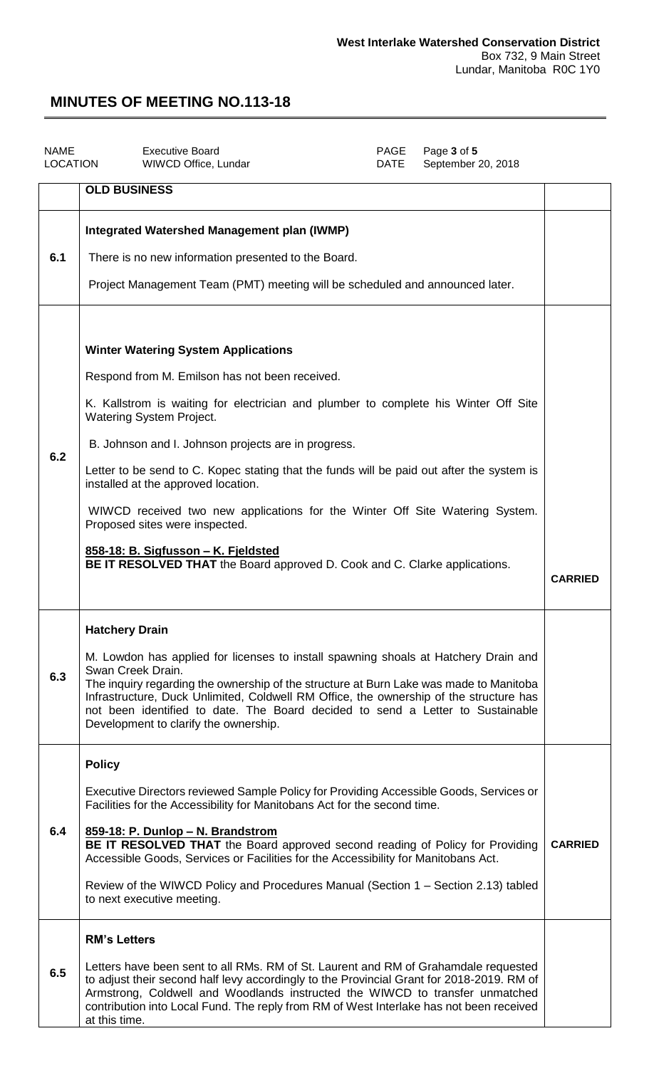**West Interlake Watershed Conservation District**
Box 732, 9 Main Street
Lundar, Manitoba R0C 1Y0

# MINUTES OF MEETING NO.113-18

| NAME | Executive Board | PAGE | Page 3 of 5 |
|---|---|---|---|
| LOCATION | WIWCD Office, Lundar | DATE | September 20, 2018 |

| | **OLD BUSINESS** | |
|---|---|---|
| **6.1** | **Integrated Watershed Management plan (IWMP)**<br><br>There is no new information presented to the Board.<br><br>Project Management Team (PMT) meeting will be scheduled and announced later. | |
| **6.2** | **Winter Watering System Applications**<br><br>Respond from M. Emilson has not been received.<br><br>K. Kallstrom is waiting for electrician and plumber to complete his Winter Off Site Watering System Project.<br><br>B. Johnson and I. Johnson projects are in progress.<br><br>Letter to be send to C. Kopec stating that the funds will be paid out after the system is installed at the approved location.<br><br>WIWCD received two new applications for the Winter Off Site Watering System. Proposed sites were inspected.<br><br>**858-18: B. Sigfusson – K. Fjeldsted**<br>**BE IT RESOLVED THAT** the Board approved D. Cook and C. Clarke applications. | **CARRIED** |
| **6.3** | **Hatchery Drain**<br><br>M. Lowdon has applied for licenses to install spawning shoals at Hatchery Drain and Swan Creek Drain.<br>The inquiry regarding the ownership of the structure at Burn Lake was made to Manitoba Infrastructure, Duck Unlimited, Coldwell RM Office, the ownership of the structure has not been identified to date. The Board decided to send a Letter to Sustainable Development to clarify the ownership. | |
| **6.4** | **Policy**<br><br>Executive Directors reviewed Sample Policy for Providing Accessible Goods, Services or Facilities for the Accessibility for Manitobans Act for the second time.<br><br>**859-18: P. Dunlop – N. Brandstrom**<br>**BE IT RESOLVED THAT** the Board approved second reading of Policy for Providing Accessible Goods, Services or Facilities for the Accessibility for Manitobans Act.<br><br>Review of the WIWCD Policy and Procedures Manual (Section 1 – Section 2.13) tabled to next executive meeting. | **CARRIED** |
| **6.5** | **RM's Letters**<br><br>Letters have been sent to all RMs. RM of St. Laurent and RM of Grahamdale requested to adjust their second half levy accordingly to the Provincial Grant for 2018-2019. RM of Armstrong, Coldwell and Woodlands instructed the WIWCD to transfer unmatched contribution into Local Fund. The reply from RM of West Interlake has not been received at this time. | |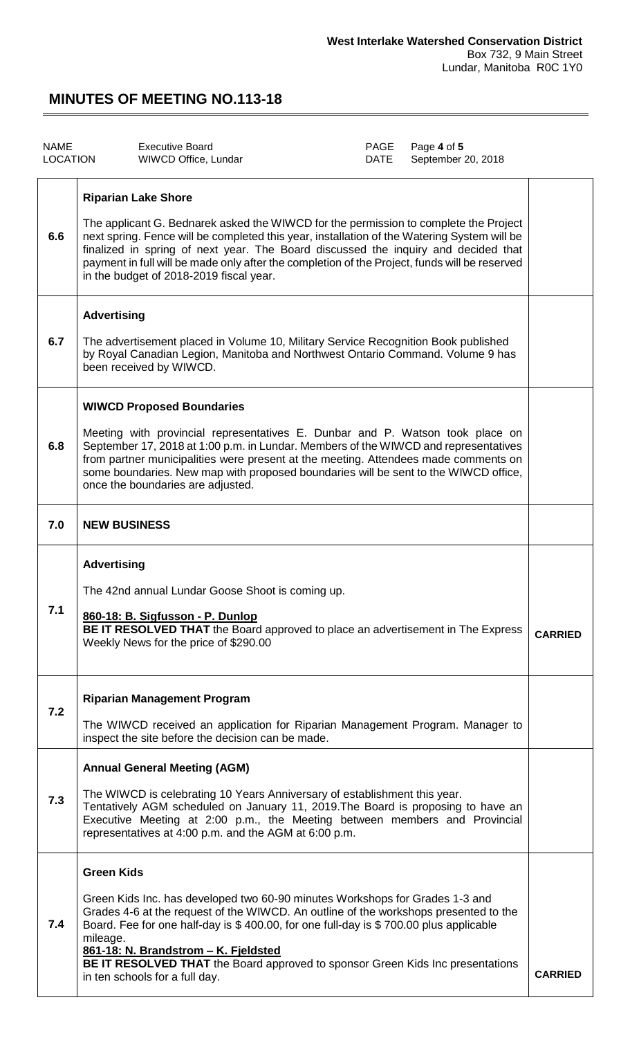**West Interlake Watershed Conservation District**
Box 732, 9 Main Street
Lundar, Manitoba R0C 1Y0

# MINUTES OF MEETING NO.113-18

| NAME | Executive Board | PAGE | Page **4** of **5** |
|---|---|---|---|
| LOCATION | WIWCD Office, Lundar | DATE | September 20, 2018 |

| | | |
|---|---|---|
| 6.6 | **Riparian Lake Shore**<br><br>The applicant G. Bednarek asked the WIWCD for the permission to complete the Project next spring. Fence will be completed this year, installation of the Watering System will be finalized in spring of next year. The Board discussed the inquiry and decided that payment in full will be made only after the completion of the Project, funds will be reserved in the budget of 2018-2019 fiscal year. | |
| 6.7 | **Advertising**<br><br>The advertisement placed in Volume 10, Military Service Recognition Book published by Royal Canadian Legion, Manitoba and Northwest Ontario Command. Volume 9 has been received by WIWCD. | |
| 6.8 | **WIWCD Proposed Boundaries**<br><br>Meeting with provincial representatives E. Dunbar and P. Watson took place on September 17, 2018 at 1:00 p.m. in Lundar. Members of the WIWCD and representatives from partner municipalities were present at the meeting. Attendees made comments on some boundaries. New map with proposed boundaries will be sent to the WIWCD office, once the boundaries are adjusted. | |
| 7.0 | **NEW BUSINESS** | |
| 7.1 | **Advertising**<br><br>The 42nd annual Lundar Goose Shoot is coming up.<br><br>**860-18: B. Sigfusson - P. Dunlop**<br>**BE IT RESOLVED THAT** the Board approved to place an advertisement in The Express Weekly News for the price of $290.00 | **CARRIED** |
| 7.2 | **Riparian Management Program**<br><br>The WIWCD received an application for Riparian Management Program. Manager to inspect the site before the decision can be made. | |
| 7.3 | **Annual General Meeting (AGM)**<br><br>The WIWCD is celebrating 10 Years Anniversary of establishment this year. Tentatively AGM scheduled on January 11, 2019.The Board is proposing to have an Executive Meeting at 2:00 p.m., the Meeting between members and Provincial representatives at 4:00 p.m. and the AGM at 6:00 p.m. | |
| 7.4 | **Green Kids**<br><br>Green Kids Inc. has developed two 60-90 minutes Workshops for Grades 1-3 and Grades 4-6 at the request of the WIWCD. An outline of the workshops presented to the Board. Fee for one half-day is $ 400.00, for one full-day is $ 700.00 plus applicable mileage.<br>**861-18: N. Brandstrom – K. Fjeldsted**<br>**BE IT RESOLVED THAT** the Board approved to sponsor Green Kids Inc presentations in ten schools for a full day. | **CARRIED** |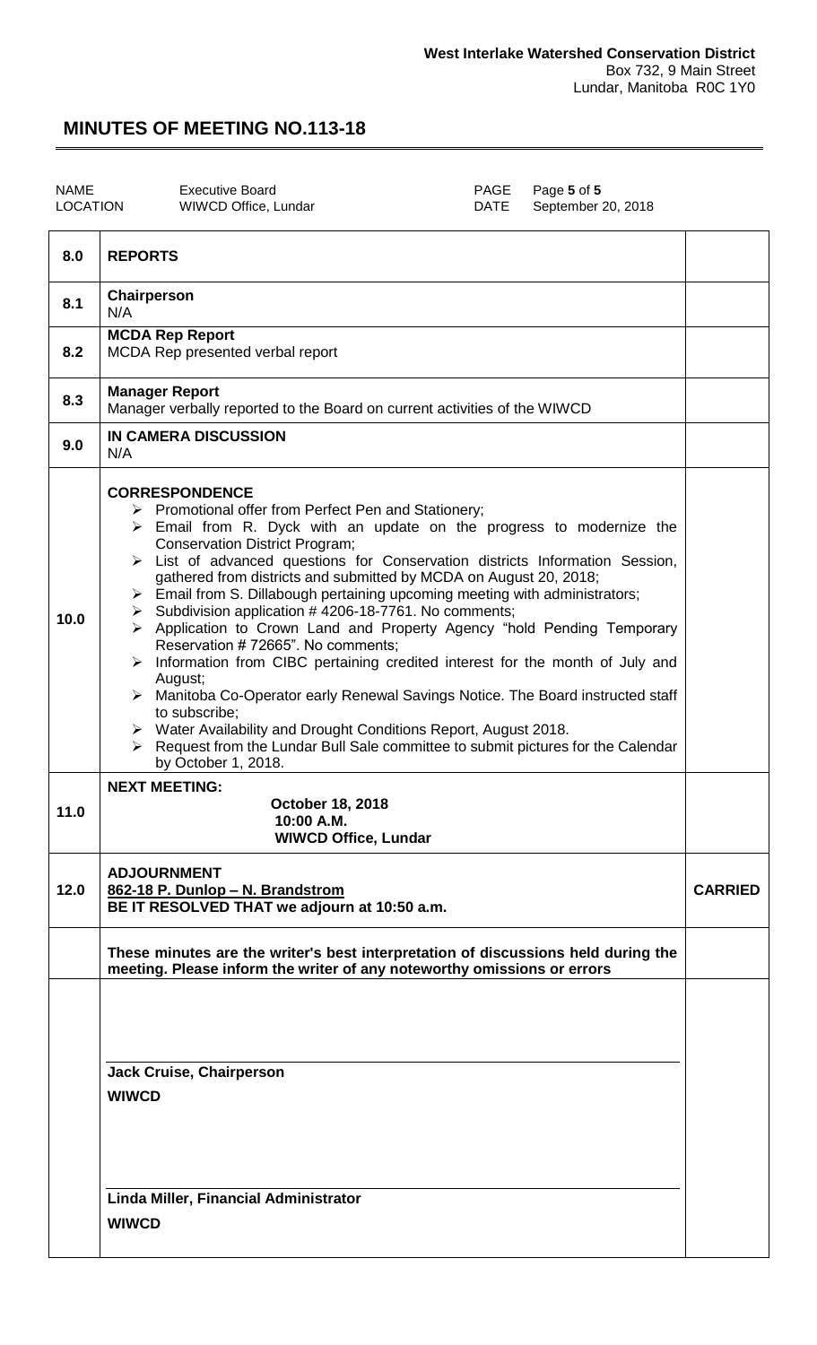**West Interlake Watershed Conservation District**
Box 732, 9 Main Street
Lundar, Manitoba R0C 1Y0

# MINUTES OF MEETING NO.113-18

| | | | |
|---|---|---|---|
| NAME | Executive Board | PAGE | Page **5** of **5** |
| LOCATION | WIWCD Office, Lundar | DATE | September 20, 2018 |

| | | |
|---|---|---|
| **8.0** | **REPORTS** | |
| **8.1** | **Chairperson**<br>N/A | |
| **8.2** | **MCDA Rep Report**<br>MCDA Rep presented verbal report | |
| **8.3** | **Manager Report**<br>Manager verbally reported to the Board on current activities of the WIWCD | |
| **9.0** | **IN CAMERA DISCUSSION**<br>N/A | |
| **10.0** | **CORRESPONDENCE**<br>➢ Promotional offer from Perfect Pen and Stationery;<br>➢ Email from R. Dyck with an update on the progress to modernize the Conservation District Program;<br>➢ List of advanced questions for Conservation districts Information Session, gathered from districts and submitted by MCDA on August 20, 2018;<br>➢ Email from S. Dillabough pertaining upcoming meeting with administrators;<br>➢ Subdivision application # 4206-18-7761. No comments;<br>➢ Application to Crown Land and Property Agency "hold Pending Temporary Reservation # 72665". No comments;<br>➢ Information from CIBC pertaining credited interest for the month of July and August;<br>➢ Manitoba Co-Operator early Renewal Savings Notice. The Board instructed staff to subscribe;<br>➢ Water Availability and Drought Conditions Report, August 2018.<br>➢ Request from the Lundar Bull Sale committee to submit pictures for the Calendar by October 1, 2018. | |
| **11.0** | **NEXT MEETING:**<br>**October 18, 2018**<br>**10:00 A.M.**<br>**WIWCD Office, Lundar** | |
| **12.0** | **ADJOURNMENT**<br>**862-18 P. Dunlop – N. Brandstrom**<br>**BE IT RESOLVED THAT we adjourn at 10:50 a.m.** | **CARRIED** |
| | **These minutes are the writer's best interpretation of discussions held during the meeting. Please inform the writer of any noteworthy omissions or errors** | |
| | **Jack Cruise, Chairperson**<br>**WIWCD**<br><br>**Linda Miller, Financial Administrator**<br>**WIWCD** | |